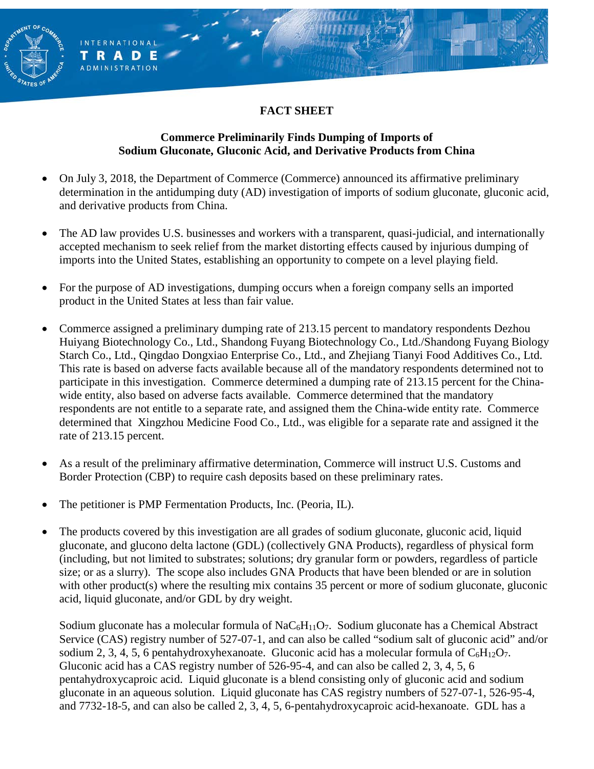**FACT SHEET**

**Commerce Preliminarily Finds Dumping of Imports of Sodium Gluconate, Gluconic Acid, and Derivative Products from China**

- On July 3, 2018, the Department of Commerce (Commerce) announced its affirmative preliminary determination in the antidumping duty (AD) investigation of imports of sodium gluconate, gluconic acid, and derivative products from China.

- The AD law provides U.S. businesses and workers with a transparent, quasi-judicial, and internationally accepted mechanism to seek relief from the market distorting effects caused by injurious dumping of imports into the United States, establishing an opportunity to compete on a level playing field.

- For the purpose of AD investigations, dumping occurs when a foreign company sells an imported product in the United States at less than fair value.

- Commerce assigned a preliminary dumping rate of 213.15 percent to mandatory respondents Dezhou Huiyang Biotechnology Co., Ltd., Shandong Fuyang Biotechnology Co., Ltd./Shandong Fuyang Biology Starch Co., Ltd., Qingdao Dongxiao Enterprise Co., Ltd., and Zhejiang Tianyi Food Additives Co., Ltd. This rate is based on adverse facts available because all of the mandatory respondents determined not to participate in this investigation. Commerce determined a dumping rate of 213.15 percent for the China-wide entity, also based on adverse facts available. Commerce determined that the mandatory respondents are not entitle to a separate rate, and assigned them the China-wide entity rate. Commerce determined that Xingzhou Medicine Food Co., Ltd., was eligible for a separate rate and assigned it the rate of 213.15 percent.

- As a result of the preliminary affirmative determination, Commerce will instruct U.S. Customs and Border Protection (CBP) to require cash deposits based on these preliminary rates.

- The petitioner is PMP Fermentation Products, Inc. (Peoria, IL).

- The products covered by this investigation are all grades of sodium gluconate, gluconic acid, liquid gluconate, and glucono delta lactone (GDL) (collectively GNA Products), regardless of physical form (including, but not limited to substrates; solutions; dry granular form or powders, regardless of particle size; or as a slurry). The scope also includes GNA Products that have been blended or are in solution with other product(s) where the resulting mix contains 35 percent or more of sodium gluconate, gluconic acid, liquid gluconate, and/or GDL by dry weight.

  Sodium gluconate has a molecular formula of $NaC_6H_{11}O_7$. Sodium gluconate has a Chemical Abstract Service (CAS) registry number of 527-07-1, and can also be called "sodium salt of gluconic acid" and/or sodium 2, 3, 4, 5, 6 pentahydroxyhexanoate. Gluconic acid has a molecular formula of $C_6H_{12}O_7$. Gluconic acid has a CAS registry number of 526-95-4, and can also be called 2, 3, 4, 5, 6 pentahydroxycaproic acid. Liquid gluconate is a blend consisting only of gluconic acid and sodium gluconate in an aqueous solution. Liquid gluconate has CAS registry numbers of 527-07-1, 526-95-4, and 7732-18-5, and can also be called 2, 3, 4, 5, 6-pentahydroxycaproic acid-hexanoate. GDL has a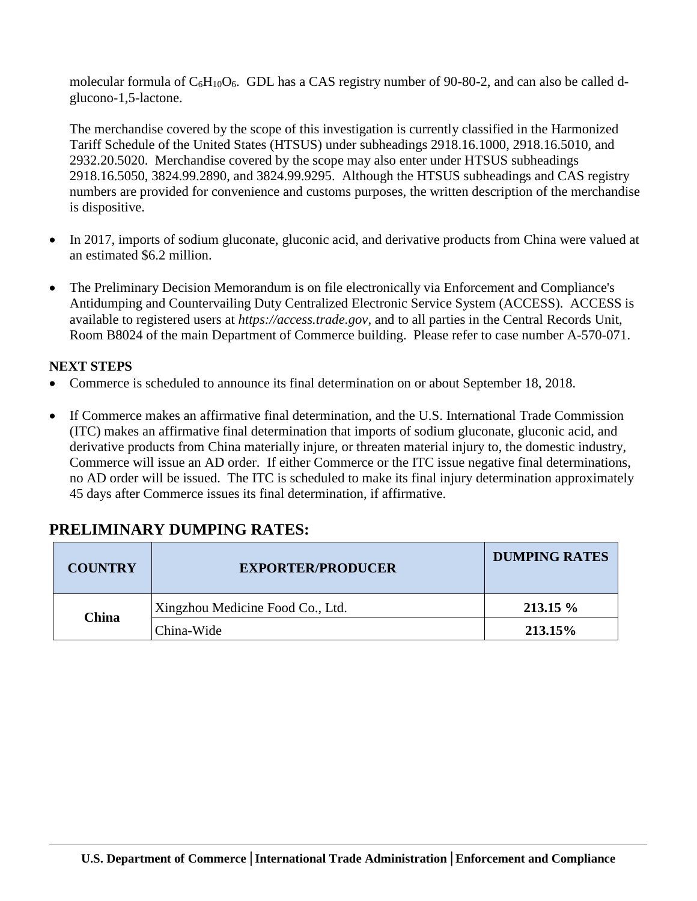molecular formula of $C_6H_{10}O_6$. GDL has a CAS registry number of 90-80-2, and can also be called d-glucono-1,5-lactone.

The merchandise covered by the scope of this investigation is currently classified in the Harmonized Tariff Schedule of the United States (HTSUS) under subheadings 2918.16.1000, 2918.16.5010, and 2932.20.5020. Merchandise covered by the scope may also enter under HTSUS subheadings 2918.16.5050, 3824.99.2890, and 3824.99.9295. Although the HTSUS subheadings and CAS registry numbers are provided for convenience and customs purposes, the written description of the merchandise is dispositive.

- In 2017, imports of sodium gluconate, gluconic acid, and derivative products from China were valued at an estimated $6.2 million.
- The Preliminary Decision Memorandum is on file electronically via Enforcement and Compliance's Antidumping and Countervailing Duty Centralized Electronic Service System (ACCESS). ACCESS is available to registered users at *https://access.trade.gov*, and to all parties in the Central Records Unit, Room B8024 of the main Department of Commerce building. Please refer to case number A-570-071.

**NEXT STEPS**

- Commerce is scheduled to announce its final determination on or about September 18, 2018.
- If Commerce makes an affirmative final determination, and the U.S. International Trade Commission (ITC) makes an affirmative final determination that imports of sodium gluconate, gluconic acid, and derivative products from China materially injure, or threaten material injury to, the domestic industry, Commerce will issue an AD order. If either Commerce or the ITC issue negative final determinations, no AD order will be issued. The ITC is scheduled to make its final injury determination approximately 45 days after Commerce issues its final determination, if affirmative.

## PRELIMINARY DUMPING RATES:

| COUNTRY | EXPORTER/PRODUCER | DUMPING RATES |
|---|---|---|
| China | Xingzhou Medicine Food Co., Ltd. | 213.15 % |
| | China-Wide | 213.15% |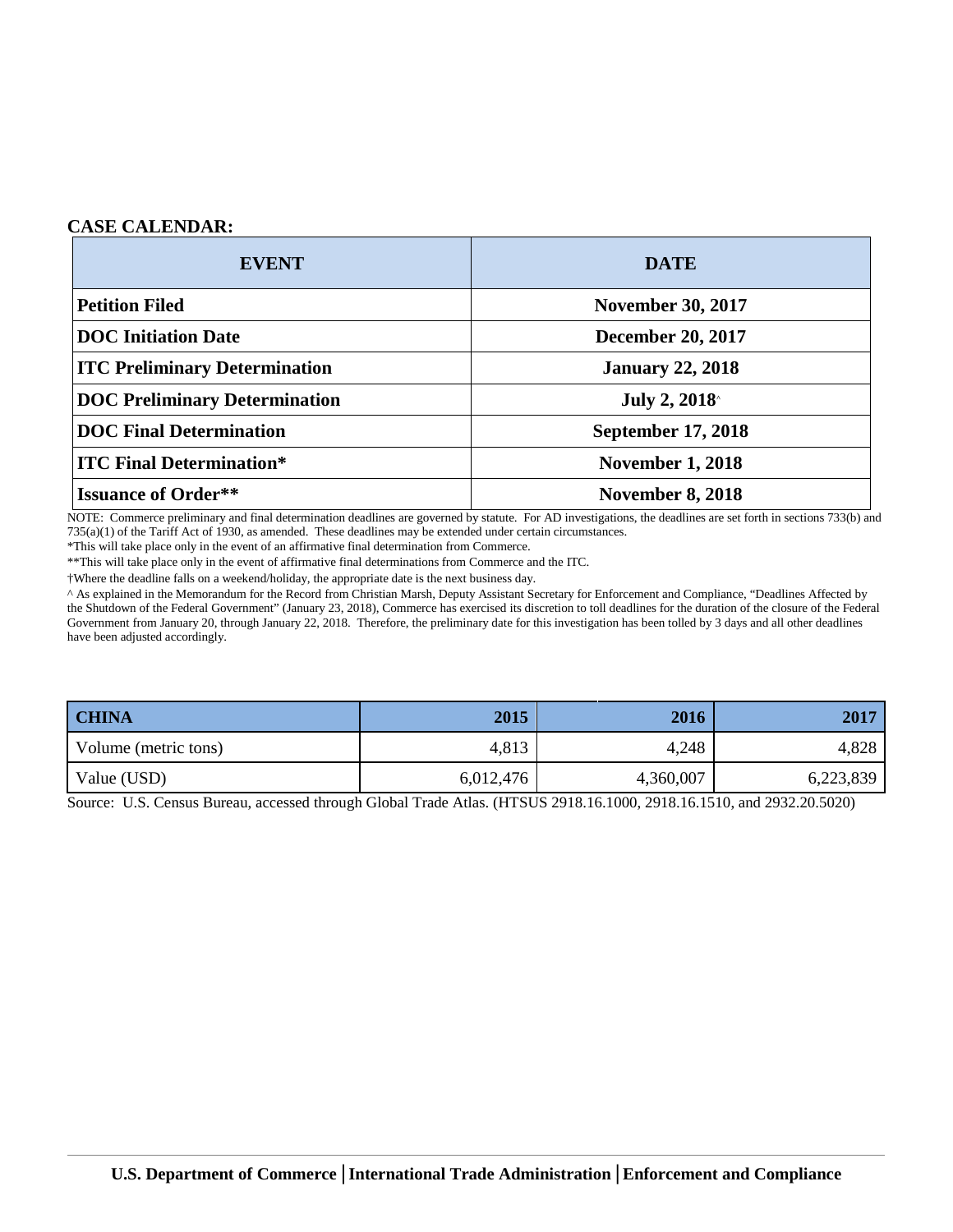**CASE CALENDAR:**

| EVENT | DATE |
| --- | --- |
| **Petition Filed** | **November 30, 2017** |
| **DOC Initiation Date** | **December 20, 2017** |
| **ITC Preliminary Determination** | **January 22, 2018** |
| **DOC Preliminary Determination** | **July 2, 2018^** |
| **DOC Final Determination** | **September 17, 2018** |
| **ITC Final Determination*** | **November 1, 2018** |
| **Issuance of Order**** | **November 8, 2018** |

NOTE: Commerce preliminary and final determination deadlines are governed by statute. For AD investigations, the deadlines are set forth in sections 733(b) and 735(a)(1) of the Tariff Act of 1930, as amended. These deadlines may be extended under certain circumstances.

*This will take place only in the event of an affirmative final determination from Commerce.

**This will take place only in the event of affirmative final determinations from Commerce and the ITC.

†Where the deadline falls on a weekend/holiday, the appropriate date is the next business day.

^ As explained in the Memorandum for the Record from Christian Marsh, Deputy Assistant Secretary for Enforcement and Compliance, "Deadlines Affected by the Shutdown of the Federal Government" (January 23, 2018), Commerce has exercised its discretion to toll deadlines for the duration of the closure of the Federal Government from January 20, through January 22, 2018. Therefore, the preliminary date for this investigation has been tolled by 3 days and all other deadlines have been adjusted accordingly.

| CHINA | 2015 | 2016 | 2017 |
| --- | --- | --- | --- |
| Volume (metric tons) | 4,813 | 4,248 | 4,828 |
| Value (USD) | 6,012,476 | 4,360,007 | 6,223,839 |

Source: U.S. Census Bureau, accessed through Global Trade Atlas. (HTSUS 2918.16.1000, 2918.16.1510, and 2932.20.5020)